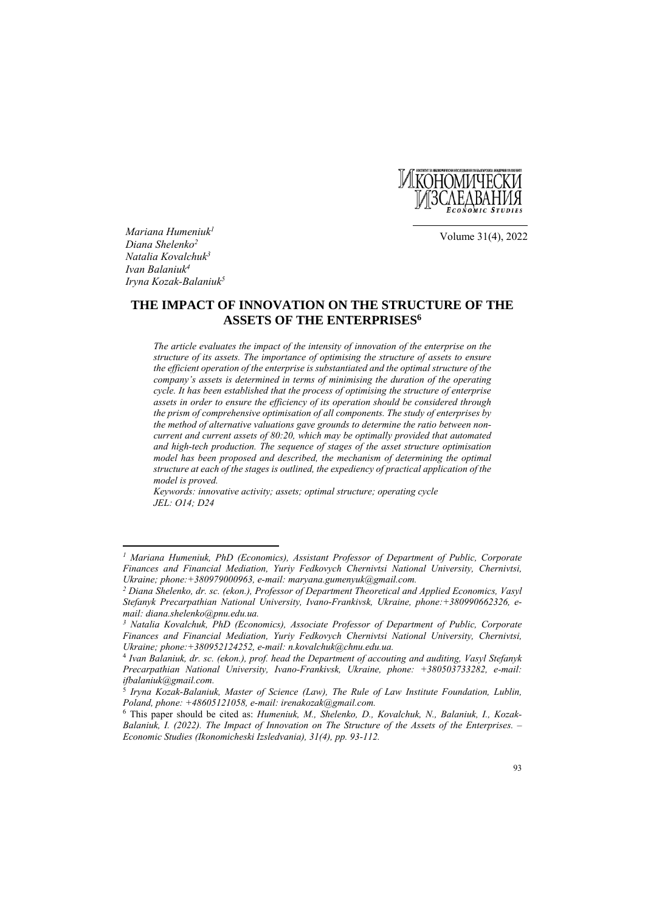Mariana Humeniuk[1]
Diana Shelenko[2]
Natalia Kovalchuk[3]
Ivan Balaniuk[4]
Iryna Kozak-Balaniuk[5]

# THE IMPACT OF INNOVATION ON THE STRUCTURE OF THE ASSETS OF THE ENTERPRISES[6]

*The article evaluates the impact of the intensity of innovation of the enterprise on the structure of its assets. The importance of optimising the structure of assets to ensure the efficient operation of the enterprise is substantiated and the optimal structure of the company's assets is determined in terms of minimising the duration of the operating cycle. It has been established that the process of optimising the structure of enterprise assets in order to ensure the efficiency of its operation should be considered through the prism of comprehensive optimisation of all components. The study of enterprises by the method of alternative valuations gave grounds to determine the ratio between non-current and current assets of 80:20, which may be optimally provided that automated and high-tech production. The sequence of stages of the asset structure optimisation model has been proposed and described, the mechanism of determining the optimal structure at each of the stages is outlined, the expediency of practical application of the model is proved.*

*Keywords: innovative activity; assets; optimal structure; operating cycle*

*JEL: O14; D24*

---

[1] *Mariana Humeniuk, PhD (Economics), Assistant Professor of Department of Public, Corporate Finances and Financial Mediation, Yuriy Fedkovych Chernivtsi National University, Chernivtsi, Ukraine; phone:+380979000963, e-mail: maryana.gumenyuk@gmail.com.*

[2] *Diana Shelenko, dr. sc. (ekon.), Professor of Department Theoretical and Applied Economics, Vasyl Stefanyk Precarpathian National University, Ivano-Frankivsk, Ukraine, phone:+380990662326, e-mail: diana.shelenko@pnu.edu.ua.*

[3] *Natalia Kovalchuk, PhD (Economics), Associate Professor of Department of Public, Corporate Finances and Financial Mediation, Yuriy Fedkovych Chernivtsi National University, Chernivtsi, Ukraine; phone:+380952124252, e-mail: n.kovalchuk@chnu.edu.ua.*

[4] *Ivan Balaniuk, dr. sc. (ekon.), prof. head the Department of accouting and auditing, Vasyl Stefanyk Precarpathian National University, Ivano-Frankivsk, Ukraine, phone: +380503733282, e-mail: ifbalaniuk@gmail.com.*

[5] *Iryna Kozak-Balaniuk, Master of Science (Law), The Rule of Law Institute Foundation, Lublin, Poland, phone: +48605121058, e-mail: irenakozak@gmail.com.*

[6] This paper should be cited as: *Humeniuk, M., Shelenko, D., Kovalchuk, N., Balaniuk, I., Kozak-Balaniuk, I. (2022). The Impact of Innovation on The Structure of the Assets of the Enterprises. – Economic Studies (Ikonomicheski Izsledvania), 31(4), pp. 93-112.*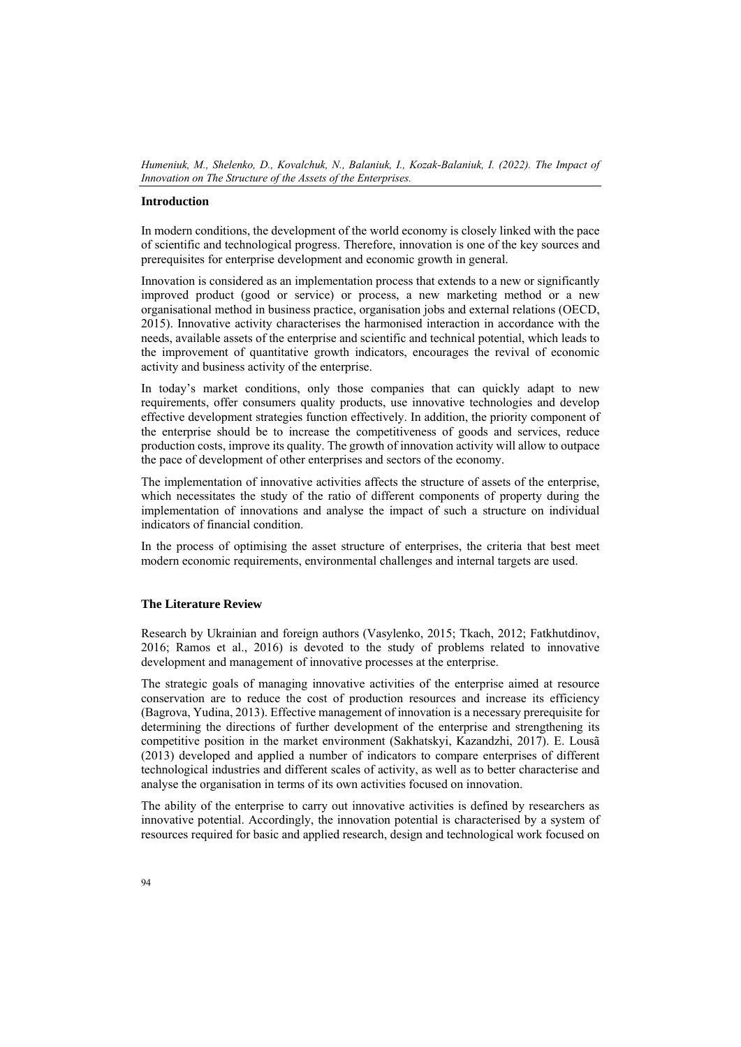## Introduction

In modern conditions, the development of the world economy is closely linked with the pace of scientific and technological progress. Therefore, innovation is one of the key sources and prerequisites for enterprise development and economic growth in general.

Innovation is considered as an implementation process that extends to a new or significantly improved product (good or service) or process, a new marketing method or a new organisational method in business practice, organisation jobs and external relations (OECD, 2015). Innovative activity characterises the harmonised interaction in accordance with the needs, available assets of the enterprise and scientific and technical potential, which leads to the improvement of quantitative growth indicators, encourages the revival of economic activity and business activity of the enterprise.

In today's market conditions, only those companies that can quickly adapt to new requirements, offer consumers quality products, use innovative technologies and develop effective development strategies function effectively. In addition, the priority component of the enterprise should be to increase the competitiveness of goods and services, reduce production costs, improve its quality. The growth of innovation activity will allow to outpace the pace of development of other enterprises and sectors of the economy.

The implementation of innovative activities affects the structure of assets of the enterprise, which necessitates the study of the ratio of different components of property during the implementation of innovations and analyse the impact of such a structure on individual indicators of financial condition.

In the process of optimising the asset structure of enterprises, the criteria that best meet modern economic requirements, environmental challenges and internal targets are used.

## The Literature Review

Research by Ukrainian and foreign authors (Vasylenko, 2015; Tkach, 2012; Fatkhutdinov, 2016; Ramos et al., 2016) is devoted to the study of problems related to innovative development and management of innovative processes at the enterprise.

The strategic goals of managing innovative activities of the enterprise aimed at resource conservation are to reduce the cost of production resources and increase its efficiency (Bagrova, Yudina, 2013). Effective management of innovation is a necessary prerequisite for determining the directions of further development of the enterprise and strengthening its competitive position in the market environment (Sakhatskyi, Kazandzhi, 2017). E. Lousã (2013) developed and applied a number of indicators to compare enterprises of different technological industries and different scales of activity, as well as to better characterise and analyse the organisation in terms of its own activities focused on innovation.

The ability of the enterprise to carry out innovative activities is defined by researchers as innovative potential. Accordingly, the innovation potential is characterised by a system of resources required for basic and applied research, design and technological work focused on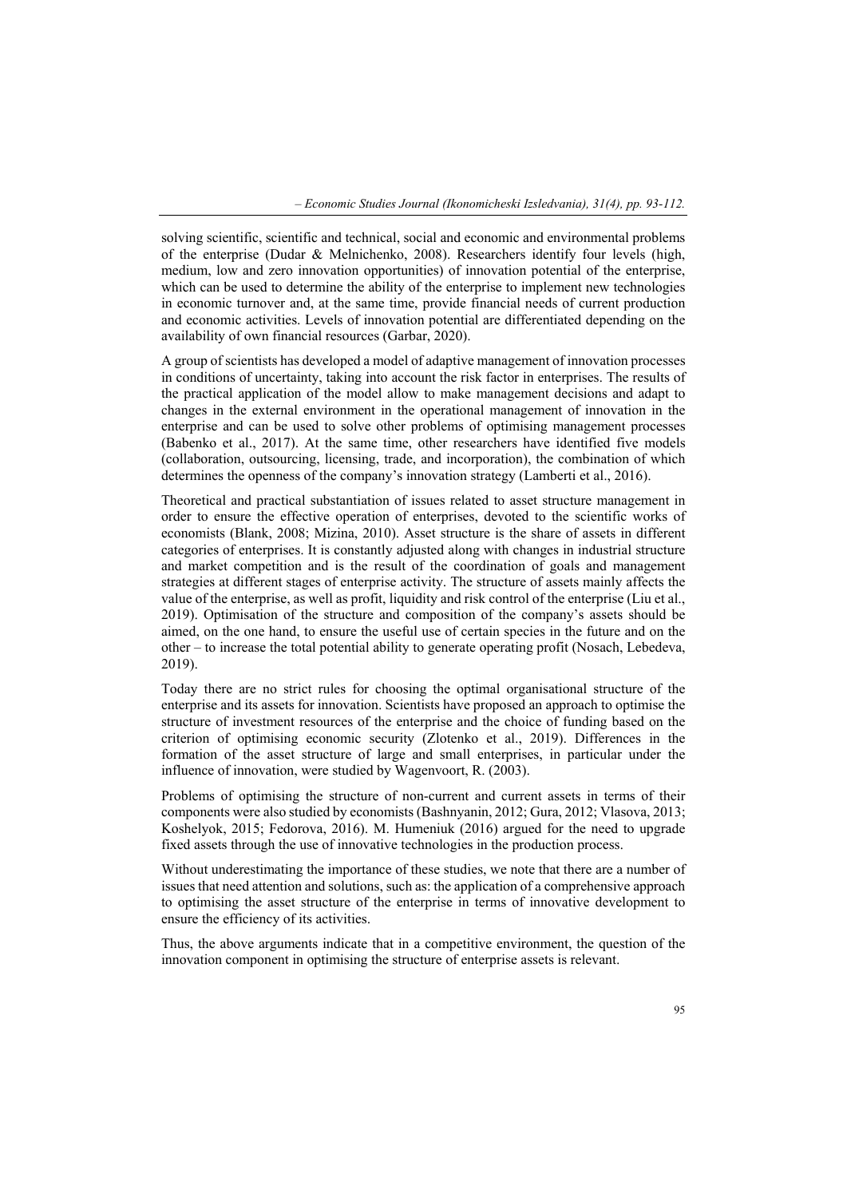solving scientific, scientific and technical, social and economic and environmental problems of the enterprise (Dudar & Melnichenko, 2008). Researchers identify four levels (high, medium, low and zero innovation opportunities) of innovation potential of the enterprise, which can be used to determine the ability of the enterprise to implement new technologies in economic turnover and, at the same time, provide financial needs of current production and economic activities. Levels of innovation potential are differentiated depending on the availability of own financial resources (Garbar, 2020).

A group of scientists has developed a model of adaptive management of innovation processes in conditions of uncertainty, taking into account the risk factor in enterprises. The results of the practical application of the model allow to make management decisions and adapt to changes in the external environment in the operational management of innovation in the enterprise and can be used to solve other problems of optimising management processes (Babenko et al., 2017). At the same time, other researchers have identified five models (collaboration, outsourcing, licensing, trade, and incorporation), the combination of which determines the openness of the company's innovation strategy (Lamberti et al., 2016).

Theoretical and practical substantiation of issues related to asset structure management in order to ensure the effective operation of enterprises, devoted to the scientific works of economists (Blank, 2008; Mizina, 2010). Asset structure is the share of assets in different categories of enterprises. It is constantly adjusted along with changes in industrial structure and market competition and is the result of the coordination of goals and management strategies at different stages of enterprise activity. The structure of assets mainly affects the value of the enterprise, as well as profit, liquidity and risk control of the enterprise (Liu et al., 2019). Optimisation of the structure and composition of the company's assets should be aimed, on the one hand, to ensure the useful use of certain species in the future and on the other – to increase the total potential ability to generate operating profit (Nosach, Lebedeva, 2019).

Today there are no strict rules for choosing the optimal organisational structure of the enterprise and its assets for innovation. Scientists have proposed an approach to optimise the structure of investment resources of the enterprise and the choice of funding based on the criterion of optimising economic security (Zlotenko et al., 2019). Differences in the formation of the asset structure of large and small enterprises, in particular under the influence of innovation, were studied by Wagenvoort, R. (2003).

Problems of optimising the structure of non-current and current assets in terms of their components were also studied by economists (Bashnyanin, 2012; Gura, 2012; Vlasova, 2013; Koshelyok, 2015; Fedorova, 2016). M. Humeniuk (2016) argued for the need to upgrade fixed assets through the use of innovative technologies in the production process.

Without underestimating the importance of these studies, we note that there are a number of issues that need attention and solutions, such as: the application of a comprehensive approach to optimising the asset structure of the enterprise in terms of innovative development to ensure the efficiency of its activities.

Thus, the above arguments indicate that in a competitive environment, the question of the innovation component in optimising the structure of enterprise assets is relevant.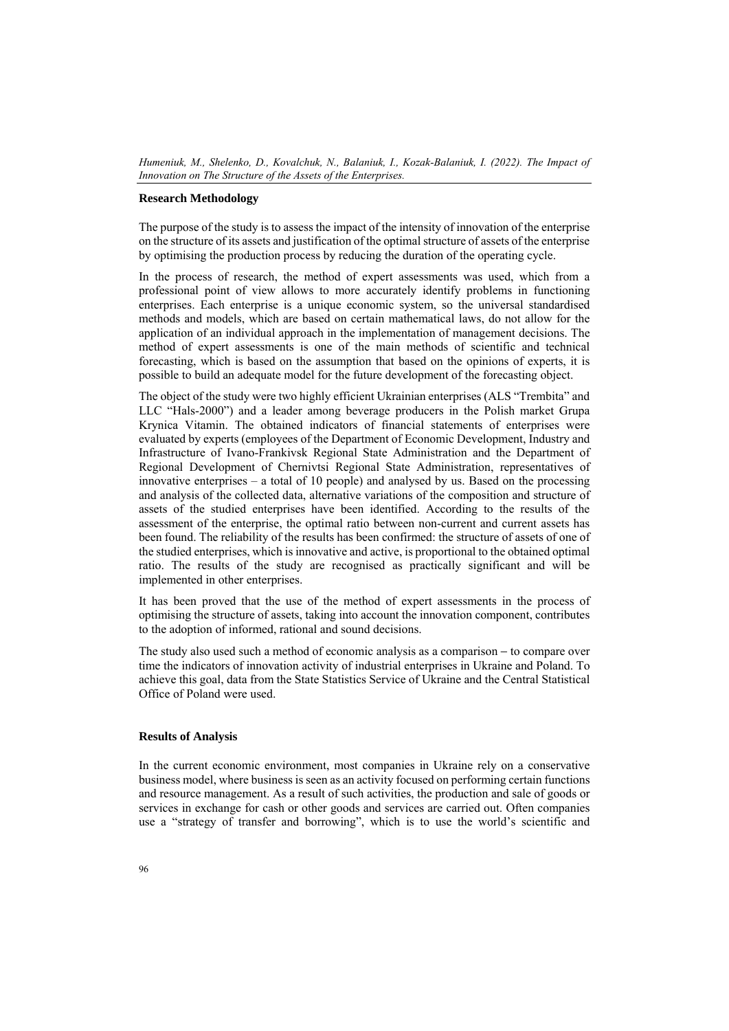## Research Methodology

The purpose of the study is to assess the impact of the intensity of innovation of the enterprise on the structure of its assets and justification of the optimal structure of assets of the enterprise by optimising the production process by reducing the duration of the operating cycle.

In the process of research, the method of expert assessments was used, which from a professional point of view allows to more accurately identify problems in functioning enterprises. Each enterprise is a unique economic system, so the universal standardised methods and models, which are based on certain mathematical laws, do not allow for the application of an individual approach in the implementation of management decisions. The method of expert assessments is one of the main methods of scientific and technical forecasting, which is based on the assumption that based on the opinions of experts, it is possible to build an adequate model for the future development of the forecasting object.

The object of the study were two highly efficient Ukrainian enterprises (ALS "Trembita" and LLC "Hals-2000") and a leader among beverage producers in the Polish market Grupa Krynica Vitamin. The obtained indicators of financial statements of enterprises were evaluated by experts (employees of the Department of Economic Development, Industry and Infrastructure of Ivano-Frankivsk Regional State Administration and the Department of Regional Development of Chernivtsi Regional State Administration, representatives of innovative enterprises – a total of 10 people) and analysed by us. Based on the processing and analysis of the collected data, alternative variations of the composition and structure of assets of the studied enterprises have been identified. According to the results of the assessment of the enterprise, the optimal ratio between non-current and current assets has been found. The reliability of the results has been confirmed: the structure of assets of one of the studied enterprises, which is innovative and active, is proportional to the obtained optimal ratio. The results of the study are recognised as practically significant and will be implemented in other enterprises.

It has been proved that the use of the method of expert assessments in the process of optimising the structure of assets, taking into account the innovation component, contributes to the adoption of informed, rational and sound decisions.

The study also used such a method of economic analysis as a comparison – to compare over time the indicators of innovation activity of industrial enterprises in Ukraine and Poland. To achieve this goal, data from the State Statistics Service of Ukraine and the Central Statistical Office of Poland were used.

## Results of Analysis

In the current economic environment, most companies in Ukraine rely on a conservative business model, where business is seen as an activity focused on performing certain functions and resource management. As a result of such activities, the production and sale of goods or services in exchange for cash or other goods and services are carried out. Often companies use a "strategy of transfer and borrowing", which is to use the world's scientific and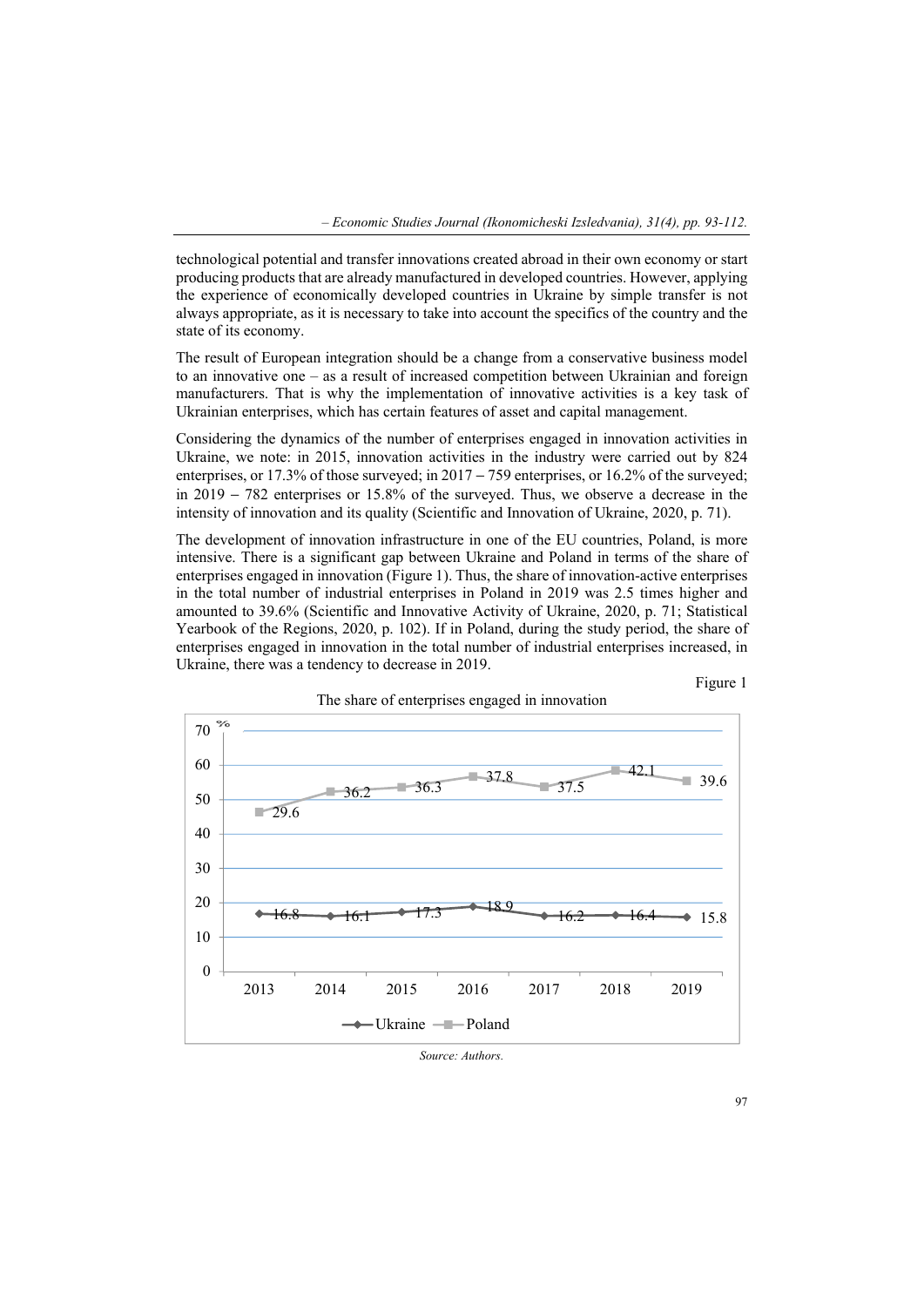technological potential and transfer innovations created abroad in their own economy or start producing products that are already manufactured in developed countries. However, applying the experience of economically developed countries in Ukraine by simple transfer is not always appropriate, as it is necessary to take into account the specifics of the country and the state of its economy.

The result of European integration should be a change from a conservative business model to an innovative one – as a result of increased competition between Ukrainian and foreign manufacturers. That is why the implementation of innovative activities is a key task of Ukrainian enterprises, which has certain features of asset and capital management.

Considering the dynamics of the number of enterprises engaged in innovation activities in Ukraine, we note: in 2015, innovation activities in the industry were carried out by 824 enterprises, or 17.3% of those surveyed; in 2017 – 759 enterprises, or 16.2% of the surveyed; in 2019 – 782 enterprises or 15.8% of the surveyed. Thus, we observe a decrease in the intensity of innovation and its quality (Scientific and Innovation of Ukraine, 2020, p. 71).

The development of innovation infrastructure in one of the EU countries, Poland, is more intensive. There is a significant gap between Ukraine and Poland in terms of the share of enterprises engaged in innovation (Figure 1). Thus, the share of innovation-active enterprises in the total number of industrial enterprises in Poland in 2019 was 2.5 times higher and amounted to 39.6% (Scientific and Innovative Activity of Ukraine, 2020, p. 71; Statistical Yearbook of the Regions, 2020, p. 102). If in Poland, during the study period, the share of enterprises engaged in innovation in the total number of industrial enterprises increased, in Ukraine, there was a tendency to decrease in 2019.

Figure 1

The share of enterprises engaged in innovation

| % | 2013 | 2014 | 2015 | 2016 | 2017 | 2018 | 2019 |
|---|---|---|---|---|---|---|---|
| Ukraine | 16.8 | 16.1 | 17.3 | 18.9 | 16.2 | 16.4 | 15.8 |
| Poland | 29.6 | 36.2 | 36.3 | 37.8 | 37.5 | 42.1 | 39.6 |

*Source: Authors.*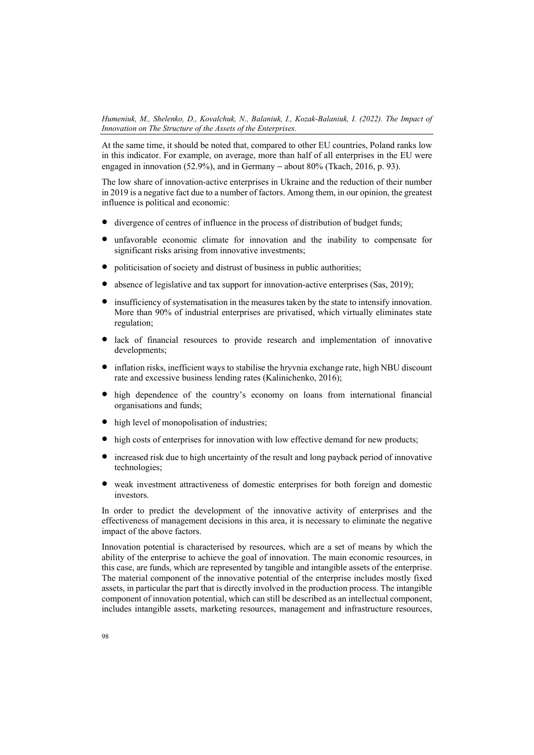At the same time, it should be noted that, compared to other EU countries, Poland ranks low in this indicator. For example, on average, more than half of all enterprises in the EU were engaged in innovation (52.9%), and in Germany – about 80% (Tkach, 2016, p. 93).

The low share of innovation-active enterprises in Ukraine and the reduction of their number in 2019 is a negative fact due to a number of factors. Among them, in our opinion, the greatest influence is political and economic:

- divergence of centres of influence in the process of distribution of budget funds;
- unfavorable economic climate for innovation and the inability to compensate for significant risks arising from innovative investments;
- politicisation of society and distrust of business in public authorities;
- absence of legislative and tax support for innovation-active enterprises (Sas, 2019);
- insufficiency of systematisation in the measures taken by the state to intensify innovation. More than 90% of industrial enterprises are privatised, which virtually eliminates state regulation;
- lack of financial resources to provide research and implementation of innovative developments;
- inflation risks, inefficient ways to stabilise the hryvnia exchange rate, high NBU discount rate and excessive business lending rates (Kalinichenko, 2016);
- high dependence of the country's economy on loans from international financial organisations and funds;
- high level of monopolisation of industries;
- high costs of enterprises for innovation with low effective demand for new products;
- increased risk due to high uncertainty of the result and long payback period of innovative technologies;
- weak investment attractiveness of domestic enterprises for both foreign and domestic investors.

In order to predict the development of the innovative activity of enterprises and the effectiveness of management decisions in this area, it is necessary to eliminate the negative impact of the above factors.

Innovation potential is characterised by resources, which are a set of means by which the ability of the enterprise to achieve the goal of innovation. The main economic resources, in this case, are funds, which are represented by tangible and intangible assets of the enterprise. The material component of the innovative potential of the enterprise includes mostly fixed assets, in particular the part that is directly involved in the production process. The intangible component of innovation potential, which can still be described as an intellectual component, includes intangible assets, marketing resources, management and infrastructure resources,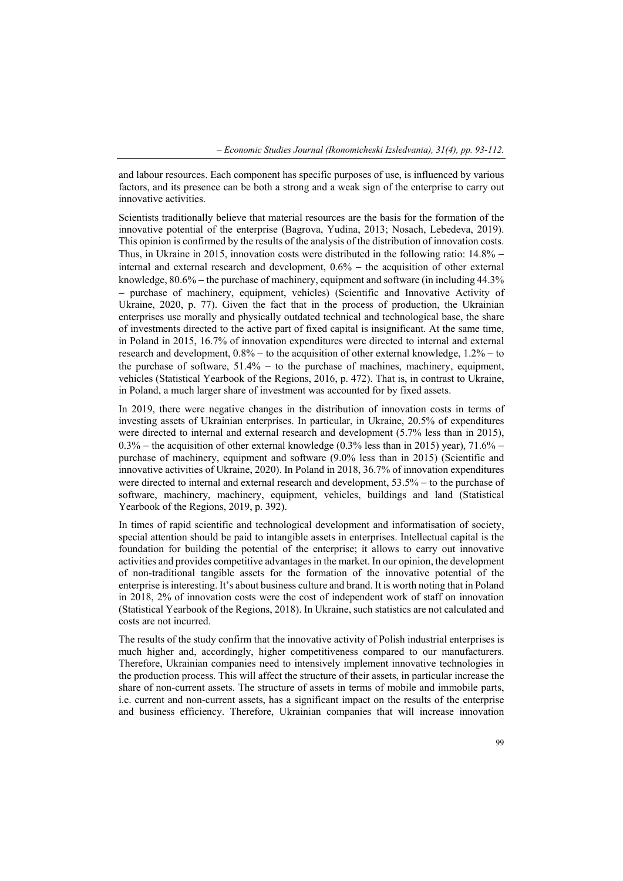and labour resources. Each component has specific purposes of use, is influenced by various factors, and its presence can be both a strong and a weak sign of the enterprise to carry out innovative activities.

Scientists traditionally believe that material resources are the basis for the formation of the innovative potential of the enterprise (Bagrova, Yudina, 2013; Nosach, Lebedeva, 2019). This opinion is confirmed by the results of the analysis of the distribution of innovation costs. Thus, in Ukraine in 2015, innovation costs were distributed in the following ratio: 14.8% – internal and external research and development, 0.6% – the acquisition of other external knowledge, 80.6% – the purchase of machinery, equipment and software (in including 44.3% – purchase of machinery, equipment, vehicles) (Scientific and Innovative Activity of Ukraine, 2020, p. 77). Given the fact that in the process of production, the Ukrainian enterprises use morally and physically outdated technical and technological base, the share of investments directed to the active part of fixed capital is insignificant. At the same time, in Poland in 2015, 16.7% of innovation expenditures were directed to internal and external research and development, 0.8% – to the acquisition of other external knowledge, 1.2% – to the purchase of software, 51.4% – to the purchase of machines, machinery, equipment, vehicles (Statistical Yearbook of the Regions, 2016, p. 472). That is, in contrast to Ukraine, in Poland, a much larger share of investment was accounted for by fixed assets.

In 2019, there were negative changes in the distribution of innovation costs in terms of investing assets of Ukrainian enterprises. In particular, in Ukraine, 20.5% of expenditures were directed to internal and external research and development (5.7% less than in 2015), 0.3% – the acquisition of other external knowledge (0.3% less than in 2015) year), 71.6% – purchase of machinery, equipment and software (9.0% less than in 2015) (Scientific and innovative activities of Ukraine, 2020). In Poland in 2018, 36.7% of innovation expenditures were directed to internal and external research and development, 53.5% – to the purchase of software, machinery, machinery, equipment, vehicles, buildings and land (Statistical Yearbook of the Regions, 2019, p. 392).

In times of rapid scientific and technological development and informatisation of society, special attention should be paid to intangible assets in enterprises. Intellectual capital is the foundation for building the potential of the enterprise; it allows to carry out innovative activities and provides competitive advantages in the market. In our opinion, the development of non-traditional tangible assets for the formation of the innovative potential of the enterprise is interesting. It's about business culture and brand. It is worth noting that in Poland in 2018, 2% of innovation costs were the cost of independent work of staff on innovation (Statistical Yearbook of the Regions, 2018). In Ukraine, such statistics are not calculated and costs are not incurred.

The results of the study confirm that the innovative activity of Polish industrial enterprises is much higher and, accordingly, higher competitiveness compared to our manufacturers. Therefore, Ukrainian companies need to intensively implement innovative technologies in the production process. This will affect the structure of their assets, in particular increase the share of non-current assets. The structure of assets in terms of mobile and immobile parts, i.e. current and non-current assets, has a significant impact on the results of the enterprise and business efficiency. Therefore, Ukrainian companies that will increase innovation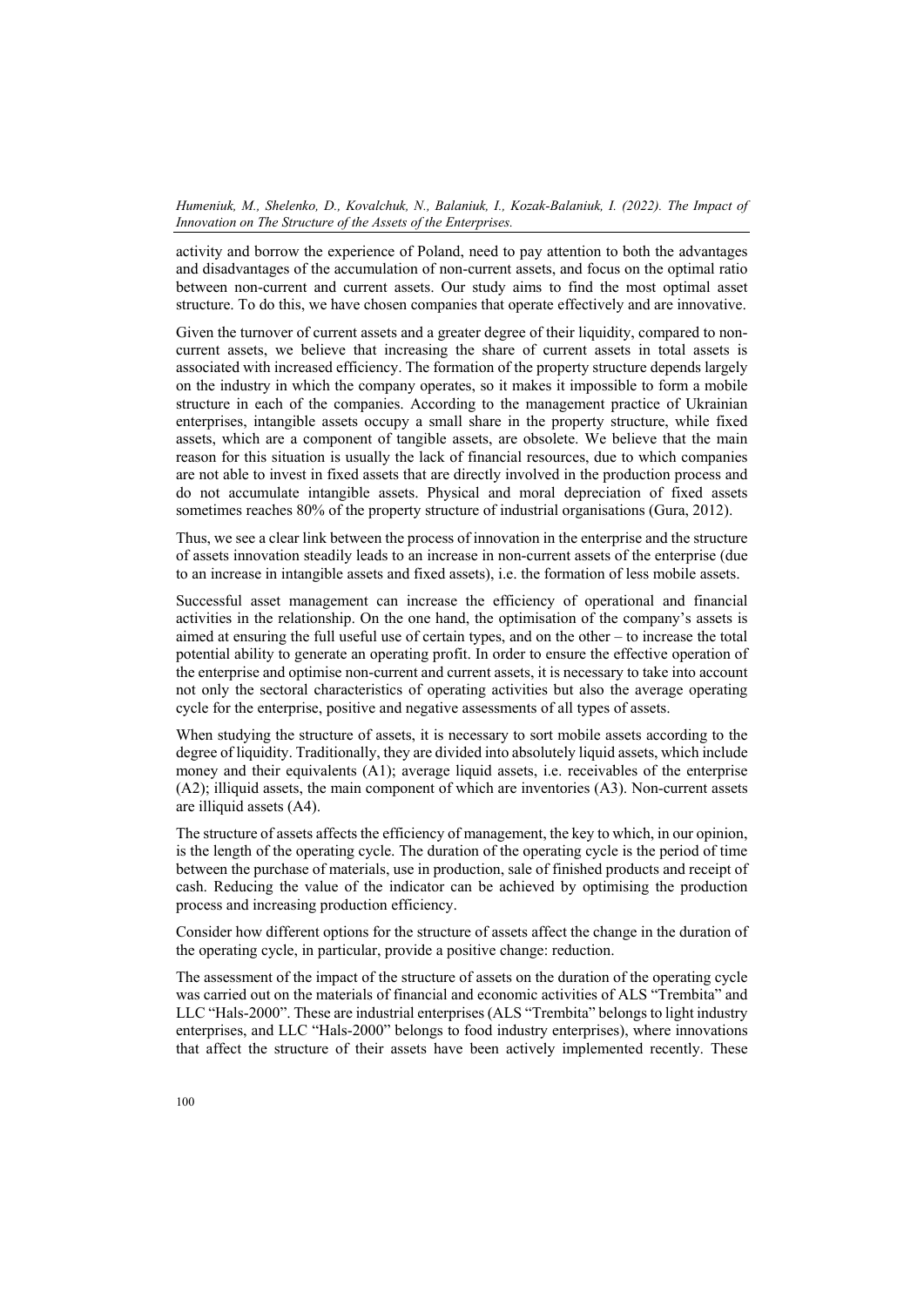activity and borrow the experience of Poland, need to pay attention to both the advantages and disadvantages of the accumulation of non-current assets, and focus on the optimal ratio between non-current and current assets. Our study aims to find the most optimal asset structure. To do this, we have chosen companies that operate effectively and are innovative.

Given the turnover of current assets and a greater degree of their liquidity, compared to non-current assets, we believe that increasing the share of current assets in total assets is associated with increased efficiency. The formation of the property structure depends largely on the industry in which the company operates, so it makes it impossible to form a mobile structure in each of the companies. According to the management practice of Ukrainian enterprises, intangible assets occupy a small share in the property structure, while fixed assets, which are a component of tangible assets, are obsolete. We believe that the main reason for this situation is usually the lack of financial resources, due to which companies are not able to invest in fixed assets that are directly involved in the production process and do not accumulate intangible assets. Physical and moral depreciation of fixed assets sometimes reaches 80% of the property structure of industrial organisations (Gura, 2012).

Thus, we see a clear link between the process of innovation in the enterprise and the structure of assets innovation steadily leads to an increase in non-current assets of the enterprise (due to an increase in intangible assets and fixed assets), i.e. the formation of less mobile assets.

Successful asset management can increase the efficiency of operational and financial activities in the relationship. On the one hand, the optimisation of the company's assets is aimed at ensuring the full useful use of certain types, and on the other – to increase the total potential ability to generate an operating profit. In order to ensure the effective operation of the enterprise and optimise non-current and current assets, it is necessary to take into account not only the sectoral characteristics of operating activities but also the average operating cycle for the enterprise, positive and negative assessments of all types of assets.

When studying the structure of assets, it is necessary to sort mobile assets according to the degree of liquidity. Traditionally, they are divided into absolutely liquid assets, which include money and their equivalents (A1); average liquid assets, i.e. receivables of the enterprise (A2); illiquid assets, the main component of which are inventories (A3). Non-current assets are illiquid assets (A4).

The structure of assets affects the efficiency of management, the key to which, in our opinion, is the length of the operating cycle. The duration of the operating cycle is the period of time between the purchase of materials, use in production, sale of finished products and receipt of cash. Reducing the value of the indicator can be achieved by optimising the production process and increasing production efficiency.

Consider how different options for the structure of assets affect the change in the duration of the operating cycle, in particular, provide a positive change: reduction.

The assessment of the impact of the structure of assets on the duration of the operating cycle was carried out on the materials of financial and economic activities of ALS "Trembita" and LLC "Hals-2000". These are industrial enterprises (ALS "Trembita" belongs to light industry enterprises, and LLC "Hals-2000" belongs to food industry enterprises), where innovations that affect the structure of their assets have been actively implemented recently. These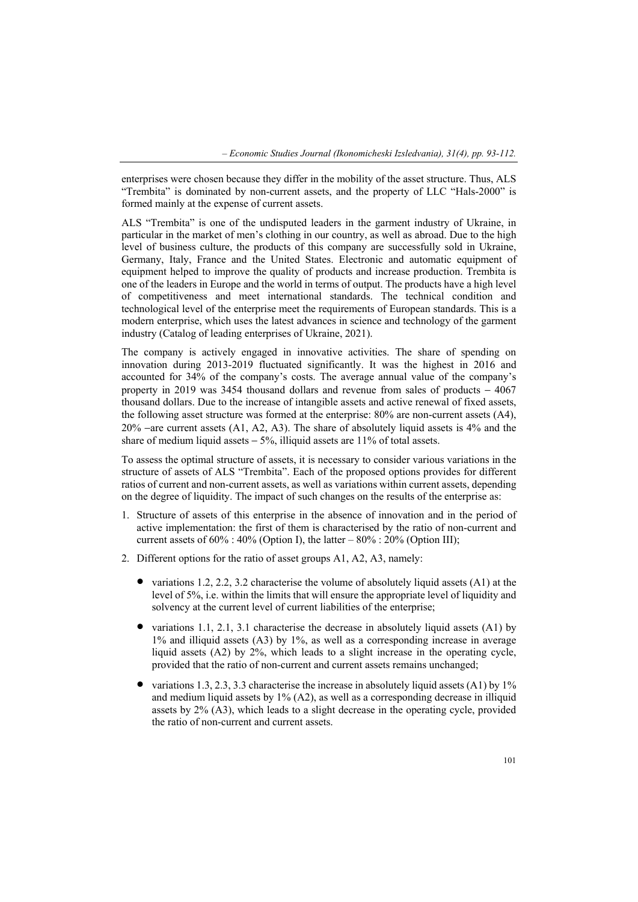enterprises were chosen because they differ in the mobility of the asset structure. Thus, ALS "Trembita" is dominated by non-current assets, and the property of LLC "Hals-2000" is formed mainly at the expense of current assets.

ALS "Trembita" is one of the undisputed leaders in the garment industry of Ukraine, in particular in the market of men's clothing in our country, as well as abroad. Due to the high level of business culture, the products of this company are successfully sold in Ukraine, Germany, Italy, France and the United States. Electronic and automatic equipment of equipment helped to improve the quality of products and increase production. Trembita is one of the leaders in Europe and the world in terms of output. The products have a high level of competitiveness and meet international standards. The technical condition and technological level of the enterprise meet the requirements of European standards. This is a modern enterprise, which uses the latest advances in science and technology of the garment industry (Catalog of leading enterprises of Ukraine, 2021).

The company is actively engaged in innovative activities. The share of spending on innovation during 2013-2019 fluctuated significantly. It was the highest in 2016 and accounted for 34% of the company's costs. The average annual value of the company's property in 2019 was 3454 thousand dollars and revenue from sales of products – 4067 thousand dollars. Due to the increase of intangible assets and active renewal of fixed assets, the following asset structure was formed at the enterprise: 80% are non-current assets (A4), 20% –are current assets (A1, A2, A3). The share of absolutely liquid assets is 4% and the share of medium liquid assets – 5%, illiquid assets are 11% of total assets.

To assess the optimal structure of assets, it is necessary to consider various variations in the structure of assets of ALS "Trembita". Each of the proposed options provides for different ratios of current and non-current assets, as well as variations within current assets, depending on the degree of liquidity. The impact of such changes on the results of the enterprise as:

1. Structure of assets of this enterprise in the absence of innovation and in the period of active implementation: the first of them is characterised by the ratio of non-current and current assets of 60% : 40% (Option I), the latter – 80% : 20% (Option III);
2. Different options for the ratio of asset groups A1, A2, A3, namely:
   - variations 1.2, 2.2, 3.2 characterise the volume of absolutely liquid assets (A1) at the level of 5%, i.e. within the limits that will ensure the appropriate level of liquidity and solvency at the current level of current liabilities of the enterprise;
   - variations 1.1, 2.1, 3.1 characterise the decrease in absolutely liquid assets (A1) by 1% and illiquid assets (A3) by 1%, as well as a corresponding increase in average liquid assets (A2) by 2%, which leads to a slight increase in the operating cycle, provided that the ratio of non-current and current assets remains unchanged;
   - variations 1.3, 2.3, 3.3 characterise the increase in absolutely liquid assets (A1) by 1% and medium liquid assets by 1% (A2), as well as a corresponding decrease in illiquid assets by 2% (A3), which leads to a slight decrease in the operating cycle, provided the ratio of non-current and current assets.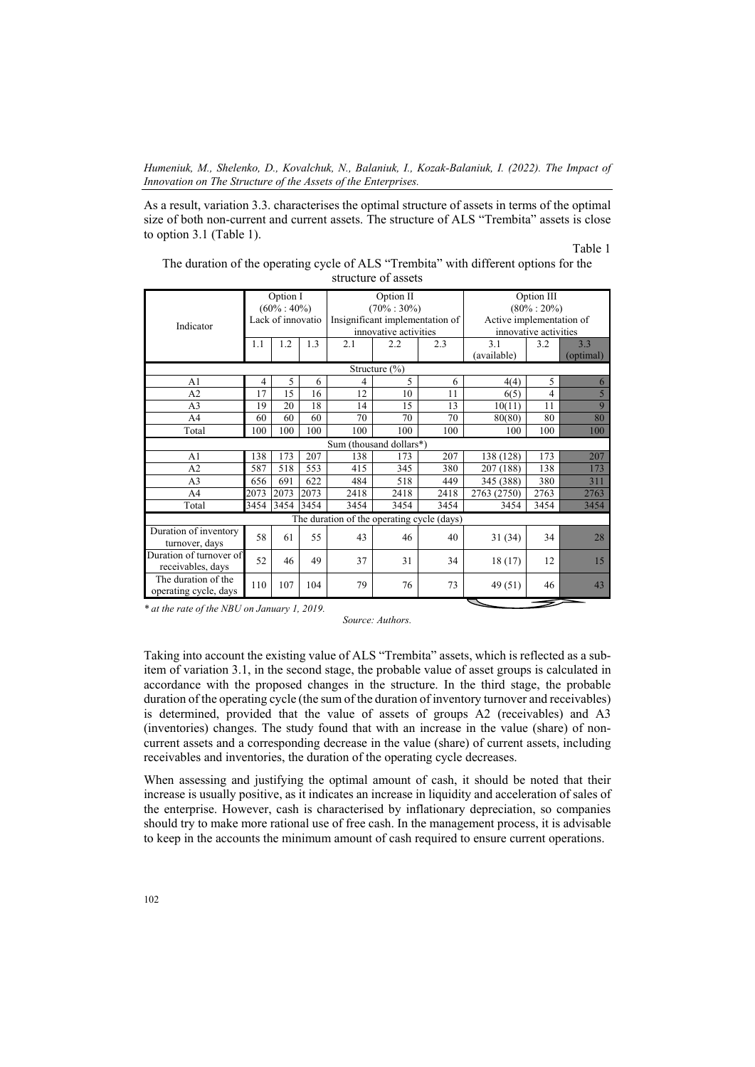As a result, variation 3.3. characterises the optimal structure of assets in terms of the optimal size of both non-current and current assets. The structure of ALS "Trembita" assets is close to option 3.1 (Table 1).

Table 1

The duration of the operating cycle of ALS "Trembita" with different options for the structure of assets

| Indicator | Option I (60% : 40%) Lack of innovatio | | | Option II (70% : 30%) Insignificant implementation of innovative activities | | | Option III (80% : 20%) Active implementation of innovative activities | | |
|---|---|---|---|---|---|---|---|---|---|
| | 1.1 | 1.2 | 1.3 | 2.1 | 2.2 | 2.3 | 3.1 (available) | 3.2 | 3.3 (optimal) |
| **Structure (%)** | | | | | | | | | |
| A1 | 4 | 5 | 6 | 4 | 5 | 6 | 4(4) | 5 | 6 |
| A2 | 17 | 15 | 16 | 12 | 10 | 11 | 6(5) | 4 | 5 |
| A3 | 19 | 20 | 18 | 14 | 15 | 13 | 10(11) | 11 | 9 |
| A4 | 60 | 60 | 60 | 70 | 70 | 70 | 80(80) | 80 | 80 |
| Total | 100 | 100 | 100 | 100 | 100 | 100 | 100 | 100 | 100 |
| **Sum (thousand dollars*)** | | | | | | | | | |
| A1 | 138 | 173 | 207 | 138 | 173 | 207 | 138 (128) | 173 | 207 |
| A2 | 587 | 518 | 553 | 415 | 345 | 380 | 207 (188) | 138 | 173 |
| A3 | 656 | 691 | 622 | 484 | 518 | 449 | 345 (388) | 380 | 311 |
| A4 | 2073 | 2073 | 2073 | 2418 | 2418 | 2418 | 2763 (2750) | 2763 | 2763 |
| Total | 3454 | 3454 | 3454 | 3454 | 3454 | 3454 | 3454 | 3454 | 3454 |
| **The duration of the operating cycle (days)** | | | | | | | | | |
| Duration of inventory turnover, days | 58 | 61 | 55 | 43 | 46 | 40 | 31 (34) | 34 | 28 |
| Duration of turnover of receivables, days | 52 | 46 | 49 | 37 | 31 | 34 | 18 (17) | 12 | 15 |
| The duration of the operating cycle, days | 110 | 107 | 104 | 79 | 76 | 73 | 49 (51) | 46 | 43 |

*\* at the rate of the NBU on January 1, 2019.*

*Source: Authors.*

Taking into account the existing value of ALS "Trembita" assets, which is reflected as a sub-item of variation 3.1, in the second stage, the probable value of asset groups is calculated in accordance with the proposed changes in the structure. In the third stage, the probable duration of the operating cycle (the sum of the duration of inventory turnover and receivables) is determined, provided that the value of assets of groups A2 (receivables) and A3 (inventories) changes. The study found that with an increase in the value (share) of non-current assets and a corresponding decrease in the value (share) of current assets, including receivables and inventories, the duration of the operating cycle decreases.

When assessing and justifying the optimal amount of cash, it should be noted that their increase is usually positive, as it indicates an increase in liquidity and acceleration of sales of the enterprise. However, cash is characterised by inflationary depreciation, so companies should try to make more rational use of free cash. In the management process, it is advisable to keep in the accounts the minimum amount of cash required to ensure current operations.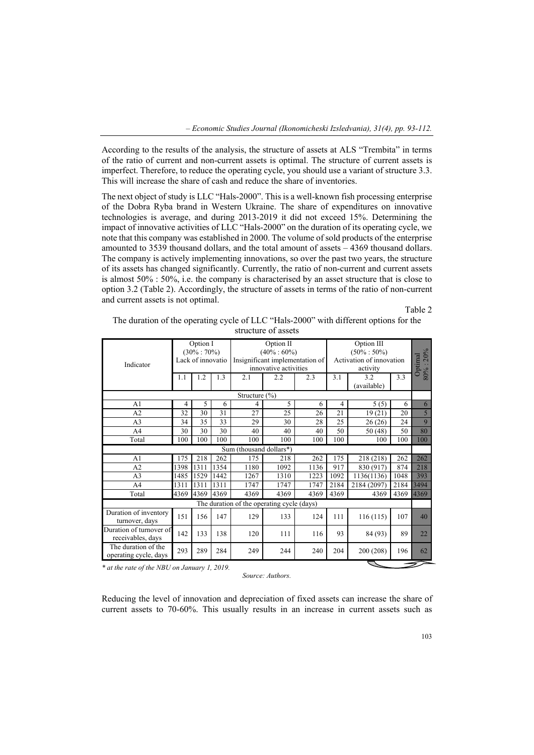According to the results of the analysis, the structure of assets at ALS "Trembita" in terms of the ratio of current and non-current assets is optimal. The structure of current assets is imperfect. Therefore, to reduce the operating cycle, you should use a variant of structure 3.3. This will increase the share of cash and reduce the share of inventories.

The next object of study is LLC "Hals-2000". This is a well-known fish processing enterprise of the Dobra Ryba brand in Western Ukraine. The share of expenditures on innovative technologies is average, and during 2013-2019 it did not exceed 15%. Determining the impact of innovative activities of LLC "Hals-2000" on the duration of its operating cycle, we note that this company was established in 2000. The volume of sold products of the enterprise amounted to 3539 thousand dollars, and the total amount of assets – 4369 thousand dollars. The company is actively implementing innovations, so over the past two years, the structure of its assets has changed significantly. Currently, the ratio of non-current and current assets is almost 50% : 50%, i.e. the company is characterised by an asset structure that is close to option 3.2 (Table 2). Accordingly, the structure of assets in terms of the ratio of non-current and current assets is not optimal.

Table 2

The duration of the operating cycle of LLC "Hals-2000" with different options for the structure of assets

| Indicator | Option I (30% : 70%) Lack of innovatio | | | Option II (40% : 60%) Insignificant implementation of innovative activities | | | Option III (50% : 50%) Activation of innovation activity | | | Optimal 80% : 20% |
|---|---|---|---|---|---|---|---|---|---|---|
| | 1.1 | 1.2 | 1.3 | 2.1 | 2.2 | 2.3 | 3.1 | 3.2 (available) | 3.3 | |
| **Structure (%)** | | | | | | | | | | |
| A1 | 4 | 5 | 6 | 4 | 5 | 6 | 4 | 5 (5) | 6 | 6 |
| A2 | 32 | 30 | 31 | 27 | 25 | 26 | 21 | 19 (21) | 20 | 5 |
| A3 | 34 | 35 | 33 | 29 | 30 | 28 | 25 | 26 (26) | 24 | 9 |
| A4 | 30 | 30 | 30 | 40 | 40 | 40 | 50 | 50 (48) | 50 | 80 |
| Total | 100 | 100 | 100 | 100 | 100 | 100 | 100 | 100 | 100 | 100 |
| **Sum (thousand dollars*)** | | | | | | | | | | |
| A1 | 175 | 218 | 262 | 175 | 218 | 262 | 175 | 218 (218) | 262 | 262 |
| A2 | 1398 | 1311 | 1354 | 1180 | 1092 | 1136 | 917 | 830 (917) | 874 | 218 |
| A3 | 1485 | 1529 | 1442 | 1267 | 1310 | 1223 | 1092 | 1136(1136) | 1048 | 393 |
| A4 | 1311 | 1311 | 1311 | 1747 | 1747 | 1747 | 2184 | 2184 (2097) | 2184 | 3494 |
| Total | 4369 | 4369 | 4369 | 4369 | 4369 | 4369 | 4369 | 4369 | 4369 | 4369 |
| **The duration of the operating cycle (days)** | | | | | | | | | | |
| Duration of inventory turnover, days | 151 | 156 | 147 | 129 | 133 | 124 | 111 | 116 (115) | 107 | 40 |
| Duration of turnover of receivables, days | 142 | 133 | 138 | 120 | 111 | 116 | 93 | 84 (93) | 89 | 22 |
| The duration of the operating cycle, days | 293 | 289 | 284 | 249 | 244 | 240 | 204 | 200 (208) | 196 | 62 |

*\* at the rate of the NBU on January 1, 2019.*

*Source: Authors.*

Reducing the level of innovation and depreciation of fixed assets can increase the share of current assets to 70-60%. This usually results in an increase in current assets such as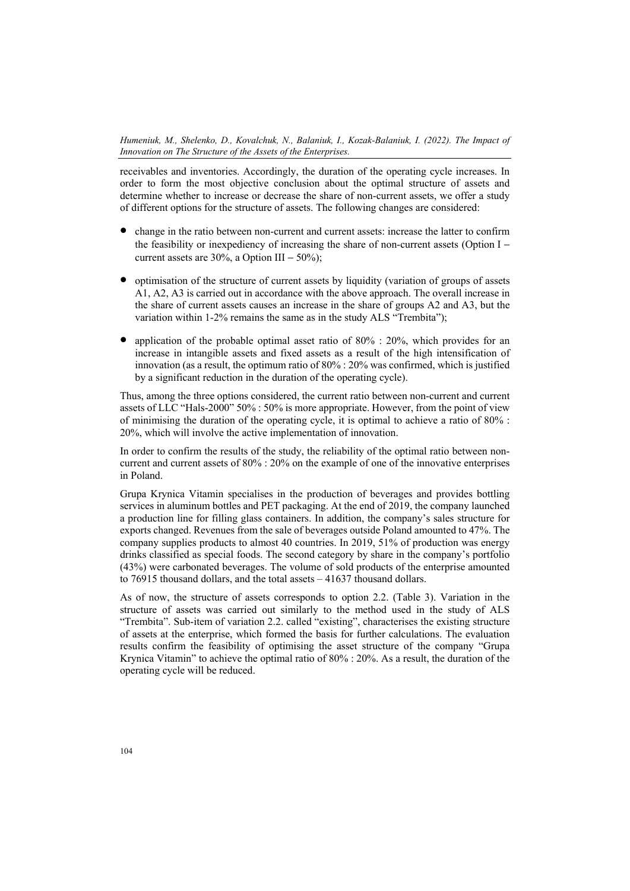receivables and inventories. Accordingly, the duration of the operating cycle increases. In order to form the most objective conclusion about the optimal structure of assets and determine whether to increase or decrease the share of non-current assets, we offer a study of different options for the structure of assets. The following changes are considered:

- change in the ratio between non-current and current assets: increase the latter to confirm the feasibility or inexpediency of increasing the share of non-current assets (Option I – current assets are 30%, a Option III – 50%);
- optimisation of the structure of current assets by liquidity (variation of groups of assets A1, A2, A3 is carried out in accordance with the above approach. The overall increase in the share of current assets causes an increase in the share of groups A2 and A3, but the variation within 1-2% remains the same as in the study ALS "Trembita");
- application of the probable optimal asset ratio of 80% : 20%, which provides for an increase in intangible assets and fixed assets as a result of the high intensification of innovation (as a result, the optimum ratio of 80% : 20% was confirmed, which is justified by a significant reduction in the duration of the operating cycle).

Thus, among the three options considered, the current ratio between non-current and current assets of LLC "Hals-2000" 50% : 50% is more appropriate. However, from the point of view of minimising the duration of the operating cycle, it is optimal to achieve a ratio of 80% : 20%, which will involve the active implementation of innovation.

In order to confirm the results of the study, the reliability of the optimal ratio between non-current and current assets of 80% : 20% on the example of one of the innovative enterprises in Poland.

Grupa Krynica Vitamin specialises in the production of beverages and provides bottling services in aluminum bottles and PET packaging. At the end of 2019, the company launched a production line for filling glass containers. In addition, the company's sales structure for exports changed. Revenues from the sale of beverages outside Poland amounted to 47%. The company supplies products to almost 40 countries. In 2019, 51% of production was energy drinks classified as special foods. The second category by share in the company's portfolio (43%) were carbonated beverages. The volume of sold products of the enterprise amounted to 76915 thousand dollars, and the total assets – 41637 thousand dollars.

As of now, the structure of assets corresponds to option 2.2. (Table 3). Variation in the structure of assets was carried out similarly to the method used in the study of ALS "Trembita". Sub-item of variation 2.2. called "existing", characterises the existing structure of assets at the enterprise, which formed the basis for further calculations. The evaluation results confirm the feasibility of optimising the asset structure of the company "Grupa Krynica Vitamin" to achieve the optimal ratio of 80% : 20%. As a result, the duration of the operating cycle will be reduced.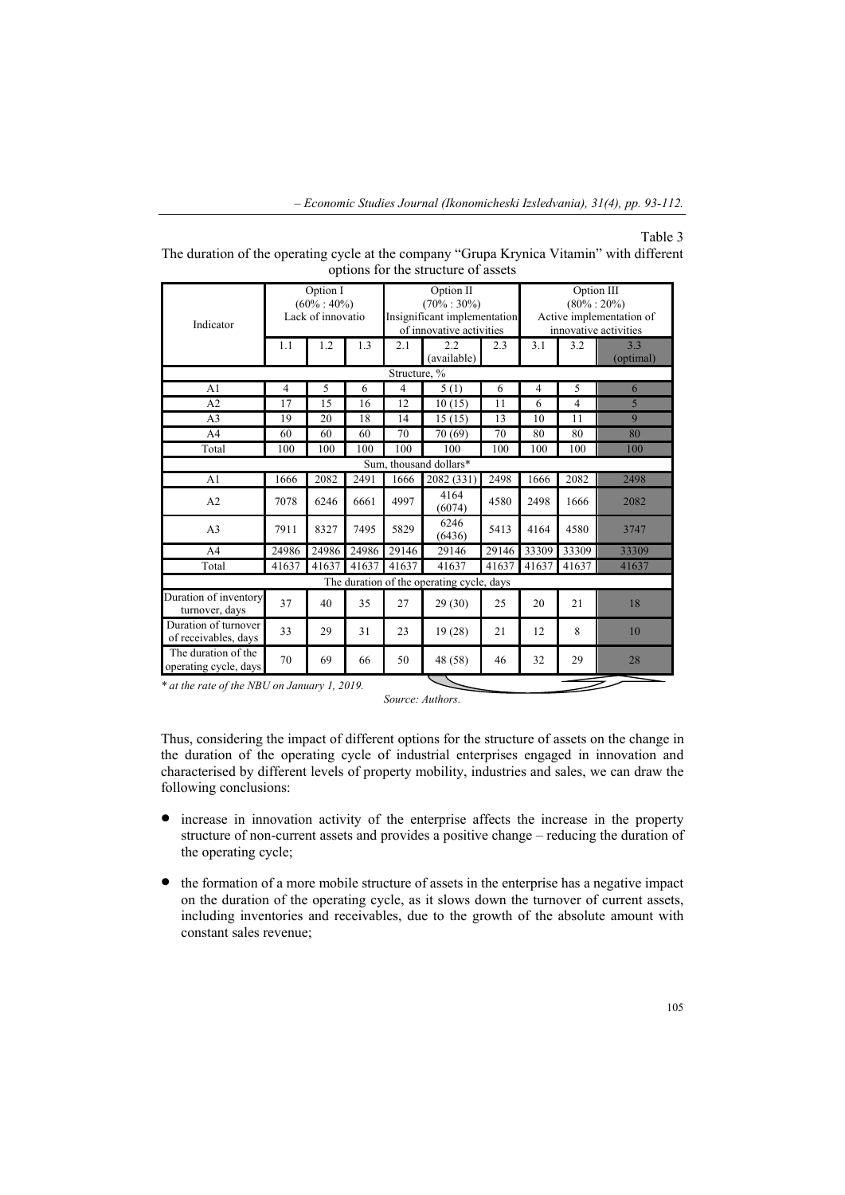Table 3

The duration of the operating cycle at the company "Grupa Krynica Vitamin" with different options for the structure of assets

| Indicator | Option I (60% : 40%) Lack of innovatio | | | Option II (70% : 30%) Insignificant implementation of innovative activities | | | Option III (80% : 20%) Active implementation of innovative activities | | |
|---|---|---|---|---|---|---|---|---|---|
| | 1.1 | 1.2 | 1.3 | 2.1 | 2.2 (available) | 2.3 | 3.1 | 3.2 | 3.3 (optimal) |
| **Structure, %** | | | | | | | | | |
| A1 | 4 | 5 | 6 | 4 | 5 (1) | 6 | 4 | 5 | 6 |
| A2 | 17 | 15 | 16 | 12 | 10 (15) | 11 | 6 | 4 | 5 |
| A3 | 19 | 20 | 18 | 14 | 15 (15) | 13 | 10 | 11 | 9 |
| A4 | 60 | 60 | 60 | 70 | 70 (69) | 70 | 80 | 80 | 80 |
| Total | 100 | 100 | 100 | 100 | 100 | 100 | 100 | 100 | 100 |
| **Sum, thousand dollars*** | | | | | | | | | |
| A1 | 1666 | 2082 | 2491 | 1666 | 2082 (331) | 2498 | 1666 | 2082 | 2498 |
| A2 | 7078 | 6246 | 6661 | 4997 | 4164 (6074) | 4580 | 2498 | 1666 | 2082 |
| A3 | 7911 | 8327 | 7495 | 5829 | 6246 (6436) | 5413 | 4164 | 4580 | 3747 |
| A4 | 24986 | 24986 | 24986 | 29146 | 29146 | 29146 | 33309 | 33309 | 33309 |
| Total | 41637 | 41637 | 41637 | 41637 | 41637 | 41637 | 41637 | 41637 | 41637 |
| **The duration of the operating cycle, days** | | | | | | | | | |
| Duration of inventory turnover, days | 37 | 40 | 35 | 27 | 29 (30) | 25 | 20 | 21 | 18 |
| Duration of turnover of receivables, days | 33 | 29 | 31 | 23 | 19 (28) | 21 | 12 | 8 | 10 |
| The duration of the operating cycle, days | 70 | 69 | 66 | 50 | 48 (58) | 46 | 32 | 29 | 28 |

*\* at the rate of the NBU on January 1, 2019.*

*Source: Authors.*

Thus, considering the impact of different options for the structure of assets on the change in the duration of the operating cycle of industrial enterprises engaged in innovation and characterised by different levels of property mobility, industries and sales, we can draw the following conclusions:

- increase in innovation activity of the enterprise affects the increase in the property structure of non-current assets and provides a positive change – reducing the duration of the operating cycle;
- the formation of a more mobile structure of assets in the enterprise has a negative impact on the duration of the operating cycle, as it slows down the turnover of current assets, including inventories and receivables, due to the growth of the absolute amount with constant sales revenue;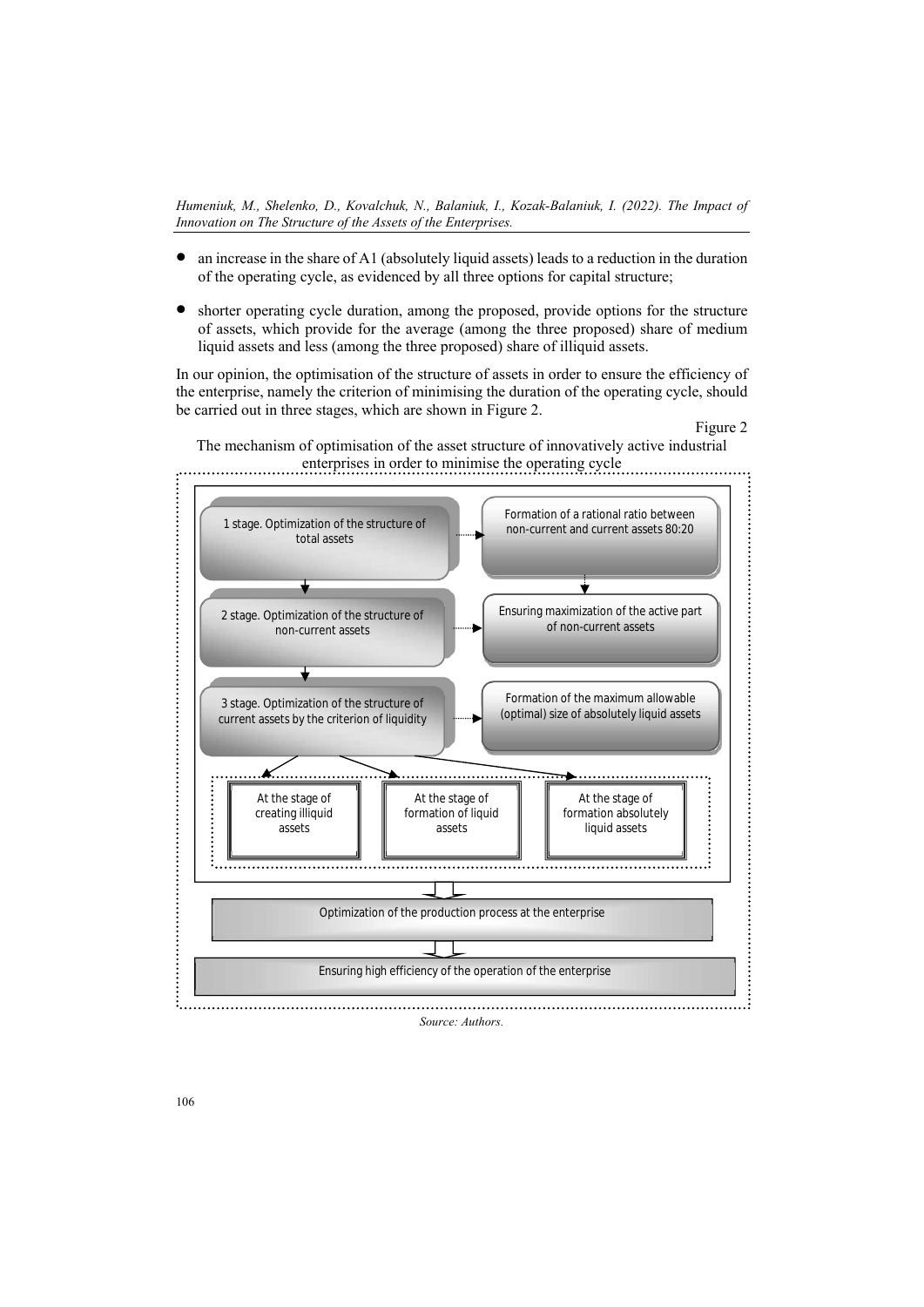- an increase in the share of A1 (absolutely liquid assets) leads to a reduction in the duration of the operating cycle, as evidenced by all three options for capital structure;

- shorter operating cycle duration, among the proposed, provide options for the structure of assets, which provide for the average (among the three proposed) share of medium liquid assets and less (among the three proposed) share of illiquid assets.

In our opinion, the optimisation of the structure of assets in order to ensure the efficiency of the enterprise, namely the criterion of minimising the duration of the operating cycle, should be carried out in three stages, which are shown in Figure 2.

Figure 2

The mechanism of optimisation of the asset structure of innovatively active industrial enterprises in order to minimise the operating cycle

1 stage. Optimization of the structure of total assets → Formation of a rational ratio between non-current and current assets 80:20

2 stage. Optimization of the structure of non-current assets → Ensuring maximization of the active part of non-current assets

3 stage. Optimization of the structure of current assets by the criterion of liquidity → Formation of the maximum allowable (optimal) size of absolutely liquid assets

- At the stage of creating illiquid assets
- At the stage of formation of liquid assets
- At the stage of formation absolutely liquid assets

Optimization of the production process at the enterprise

Ensuring high efficiency of the operation of the enterprise

*Source: Authors.*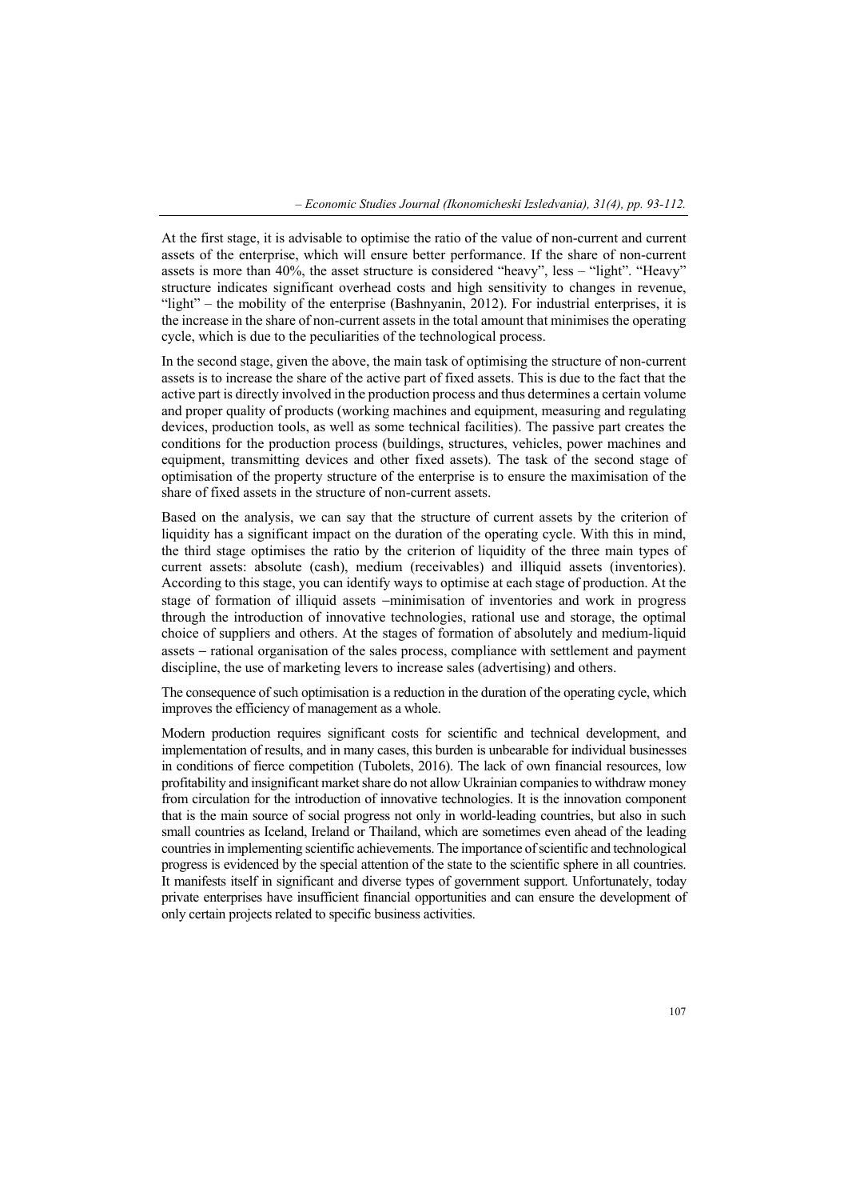At the first stage, it is advisable to optimise the ratio of the value of non-current and current assets of the enterprise, which will ensure better performance. If the share of non-current assets is more than 40%, the asset structure is considered "heavy", less – "light". "Heavy" structure indicates significant overhead costs and high sensitivity to changes in revenue, "light" – the mobility of the enterprise (Bashnyanin, 2012). For industrial enterprises, it is the increase in the share of non-current assets in the total amount that minimises the operating cycle, which is due to the peculiarities of the technological process.

In the second stage, given the above, the main task of optimising the structure of non-current assets is to increase the share of the active part of fixed assets. This is due to the fact that the active part is directly involved in the production process and thus determines a certain volume and proper quality of products (working machines and equipment, measuring and regulating devices, production tools, as well as some technical facilities). The passive part creates the conditions for the production process (buildings, structures, vehicles, power machines and equipment, transmitting devices and other fixed assets). The task of the second stage of optimisation of the property structure of the enterprise is to ensure the maximisation of the share of fixed assets in the structure of non-current assets.

Based on the analysis, we can say that the structure of current assets by the criterion of liquidity has a significant impact on the duration of the operating cycle. With this in mind, the third stage optimises the ratio by the criterion of liquidity of the three main types of current assets: absolute (cash), medium (receivables) and illiquid assets (inventories). According to this stage, you can identify ways to optimise at each stage of production. At the stage of formation of illiquid assets –minimisation of inventories and work in progress through the introduction of innovative technologies, rational use and storage, the optimal choice of suppliers and others. At the stages of formation of absolutely and medium-liquid assets – rational organisation of the sales process, compliance with settlement and payment discipline, the use of marketing levers to increase sales (advertising) and others.

The consequence of such optimisation is a reduction in the duration of the operating cycle, which improves the efficiency of management as a whole.

Modern production requires significant costs for scientific and technical development, and implementation of results, and in many cases, this burden is unbearable for individual businesses in conditions of fierce competition (Tubolets, 2016). The lack of own financial resources, low profitability and insignificant market share do not allow Ukrainian companies to withdraw money from circulation for the introduction of innovative technologies. It is the innovation component that is the main source of social progress not only in world-leading countries, but also in such small countries as Iceland, Ireland or Thailand, which are sometimes even ahead of the leading countries in implementing scientific achievements. The importance of scientific and technological progress is evidenced by the special attention of the state to the scientific sphere in all countries. It manifests itself in significant and diverse types of government support. Unfortunately, today private enterprises have insufficient financial opportunities and can ensure the development of only certain projects related to specific business activities.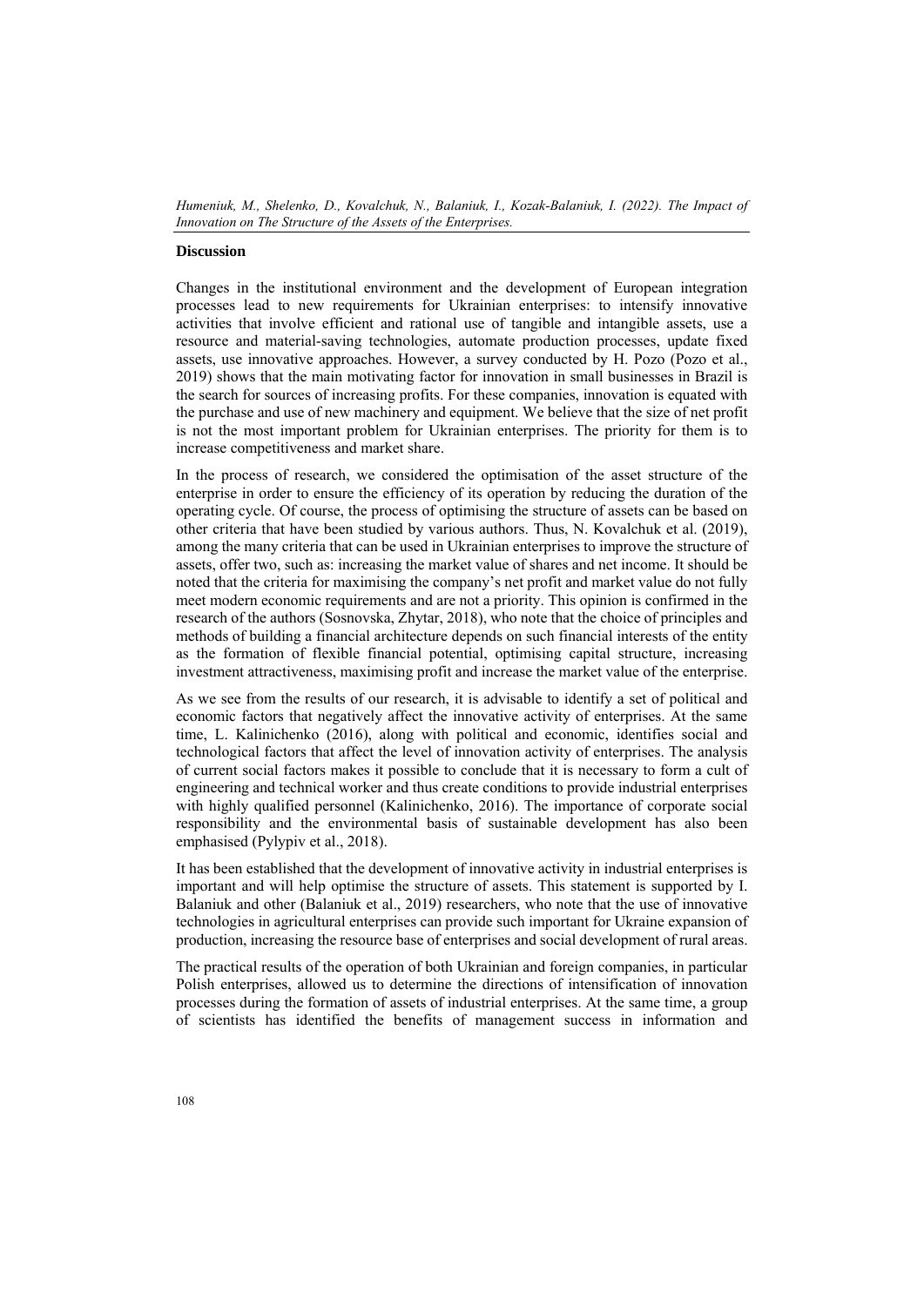### Discussion

Changes in the institutional environment and the development of European integration processes lead to new requirements for Ukrainian enterprises: to intensify innovative activities that involve efficient and rational use of tangible and intangible assets, use a resource and material-saving technologies, automate production processes, update fixed assets, use innovative approaches. However, a survey conducted by H. Pozo (Pozo et al., 2019) shows that the main motivating factor for innovation in small businesses in Brazil is the search for sources of increasing profits. For these companies, innovation is equated with the purchase and use of new machinery and equipment. We believe that the size of net profit is not the most important problem for Ukrainian enterprises. The priority for them is to increase competitiveness and market share.

In the process of research, we considered the optimisation of the asset structure of the enterprise in order to ensure the efficiency of its operation by reducing the duration of the operating cycle. Of course, the process of optimising the structure of assets can be based on other criteria that have been studied by various authors. Thus, N. Kovalchuk et al. (2019), among the many criteria that can be used in Ukrainian enterprises to improve the structure of assets, offer two, such as: increasing the market value of shares and net income. It should be noted that the criteria for maximising the company's net profit and market value do not fully meet modern economic requirements and are not a priority. This opinion is confirmed in the research of the authors (Sosnovska, Zhytar, 2018), who note that the choice of principles and methods of building a financial architecture depends on such financial interests of the entity as the formation of flexible financial potential, optimising capital structure, increasing investment attractiveness, maximising profit and increase the market value of the enterprise.

As we see from the results of our research, it is advisable to identify a set of political and economic factors that negatively affect the innovative activity of enterprises. At the same time, L. Kalinichenko (2016), along with political and economic, identifies social and technological factors that affect the level of innovation activity of enterprises. The analysis of current social factors makes it possible to conclude that it is necessary to form a cult of engineering and technical worker and thus create conditions to provide industrial enterprises with highly qualified personnel (Kalinichenko, 2016). The importance of corporate social responsibility and the environmental basis of sustainable development has also been emphasised (Pylypiv et al., 2018).

It has been established that the development of innovative activity in industrial enterprises is important and will help optimise the structure of assets. This statement is supported by I. Balaniuk and other (Balaniuk et al., 2019) researchers, who note that the use of innovative technologies in agricultural enterprises can provide such important for Ukraine expansion of production, increasing the resource base of enterprises and social development of rural areas.

The practical results of the operation of both Ukrainian and foreign companies, in particular Polish enterprises, allowed us to determine the directions of intensification of innovation processes during the formation of assets of industrial enterprises. At the same time, a group of scientists has identified the benefits of management success in information and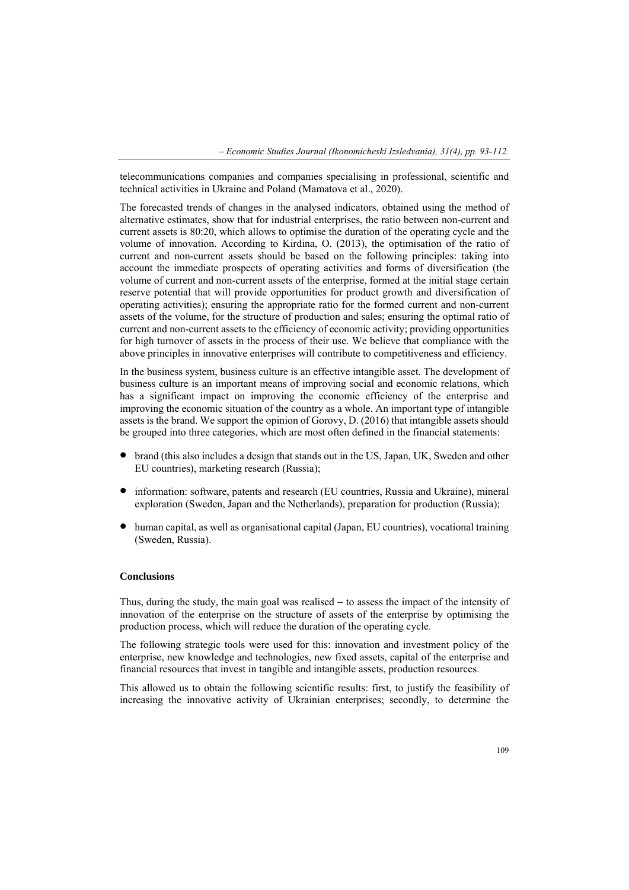telecommunications companies and companies specialising in professional, scientific and technical activities in Ukraine and Poland (Mamatova et al., 2020).

The forecasted trends of changes in the analysed indicators, obtained using the method of alternative estimates, show that for industrial enterprises, the ratio between non-current and current assets is 80:20, which allows to optimise the duration of the operating cycle and the volume of innovation. According to Kirdina, O. (2013), the optimisation of the ratio of current and non-current assets should be based on the following principles: taking into account the immediate prospects of operating activities and forms of diversification (the volume of current and non-current assets of the enterprise, formed at the initial stage certain reserve potential that will provide opportunities for product growth and diversification of operating activities); ensuring the appropriate ratio for the formed current and non-current assets of the volume, for the structure of production and sales; ensuring the optimal ratio of current and non-current assets to the efficiency of economic activity; providing opportunities for high turnover of assets in the process of their use. We believe that compliance with the above principles in innovative enterprises will contribute to competitiveness and efficiency.

In the business system, business culture is an effective intangible asset. The development of business culture is an important means of improving social and economic relations, which has a significant impact on improving the economic efficiency of the enterprise and improving the economic situation of the country as a whole. An important type of intangible assets is the brand. We support the opinion of Gorovy, D. (2016) that intangible assets should be grouped into three categories, which are most often defined in the financial statements:

- brand (this also includes a design that stands out in the US, Japan, UK, Sweden and other EU countries), marketing research (Russia);
- information: software, patents and research (EU countries, Russia and Ukraine), mineral exploration (Sweden, Japan and the Netherlands), preparation for production (Russia);
- human capital, as well as organisational capital (Japan, EU countries), vocational training (Sweden, Russia).

## Conclusions

Thus, during the study, the main goal was realised – to assess the impact of the intensity of innovation of the enterprise on the structure of assets of the enterprise by optimising the production process, which will reduce the duration of the operating cycle.

The following strategic tools were used for this: innovation and investment policy of the enterprise, new knowledge and technologies, new fixed assets, capital of the enterprise and financial resources that invest in tangible and intangible assets, production resources.

This allowed us to obtain the following scientific results: first, to justify the feasibility of increasing the innovative activity of Ukrainian enterprises; secondly, to determine the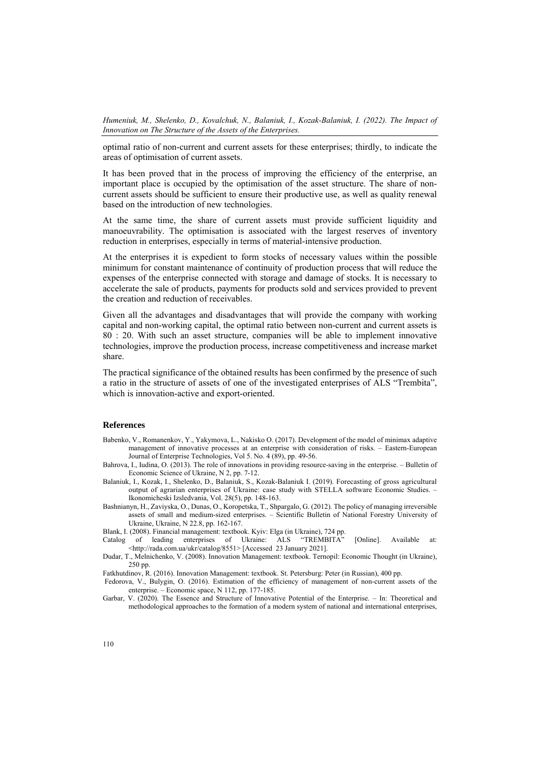optimal ratio of non-current and current assets for these enterprises; thirdly, to indicate the areas of optimisation of current assets.

It has been proved that in the process of improving the efficiency of the enterprise, an important place is occupied by the optimisation of the asset structure. The share of non-current assets should be sufficient to ensure their productive use, as well as quality renewal based on the introduction of new technologies.

At the same time, the share of current assets must provide sufficient liquidity and manoeuvrability. The optimisation is associated with the largest reserves of inventory reduction in enterprises, especially in terms of material-intensive production.

At the enterprises it is expedient to form stocks of necessary values within the possible minimum for constant maintenance of continuity of production process that will reduce the expenses of the enterprise connected with storage and damage of stocks. It is necessary to accelerate the sale of products, payments for products sold and services provided to prevent the creation and reduction of receivables.

Given all the advantages and disadvantages that will provide the company with working capital and non-working capital, the optimal ratio between non-current and current assets is 80 : 20. With such an asset structure, companies will be able to implement innovative technologies, improve the production process, increase competitiveness and increase market share.

The practical significance of the obtained results has been confirmed by the presence of such a ratio in the structure of assets of one of the investigated enterprises of ALS "Trembita", which is innovation-active and export-oriented.

## References

Babenko, V., Romanenkov, Y., Yakymova, L., Nakisko O. (2017). Development of the model of minimax adaptive management of innovative processes at an enterprise with consideration of risks. – Eastern-European Journal of Enterprise Technologies, Vol 5. No. 4 (89), pp. 49-56.

Bahrova, I., Iudina, O. (2013). The role of innovations in providing resource-saving in the enterprise. – Bulletin of Economic Science of Ukraine, N 2, pp. 7-12.

Balaniuk, I., Kozak, I., Shelenko, D., Balaniuk, S., Kozak-Balaniuk I. (2019). Forecasting of gross agricultural output of agrarian enterprises of Ukraine: case study with STELLA software Economic Studies. – Ikonomicheski Izsledvania, Vol. 28(5), pp. 148-163.

Bashnianyn, H., Zaviyska, O., Dunas, O., Koropetska, T., Shpargalo, G. (2012). The policy of managing irreversible assets of small and medium-sized enterprises. – Scientific Bulletin of National Forestry University of Ukraine, Ukraine, N 22.8, pp. 162-167.

Blank, I. (2008). Financial management: textbook. Kyiv: Elga (in Ukraine), 724 pp.

Catalog of leading enterprises of Ukraine: ALS "TREMBITA" [Online]. Available at: <http://rada.com.ua/ukr/catalog/8551> [Accessed 23 January 2021].

Dudar, T., Melnichenko, V. (2008). Innovation Management: textbook. Ternopil: Economic Thought (in Ukraine), 250 pp.

Fatkhutdinov, R. (2016). Innovation Management: textbook. St. Petersburg: Peter (in Russian), 400 pp.

Fedorova, V., Bulygin, O. (2016). Estimation of the efficiency of management of non-current assets of the enterprise. – Economic space, N 112, pp. 177-185.

Garbar, V. (2020). The Essence and Structure of Innovative Potential of the Enterprise. – In: Theoretical and methodological approaches to the formation of a modern system of national and international enterprises,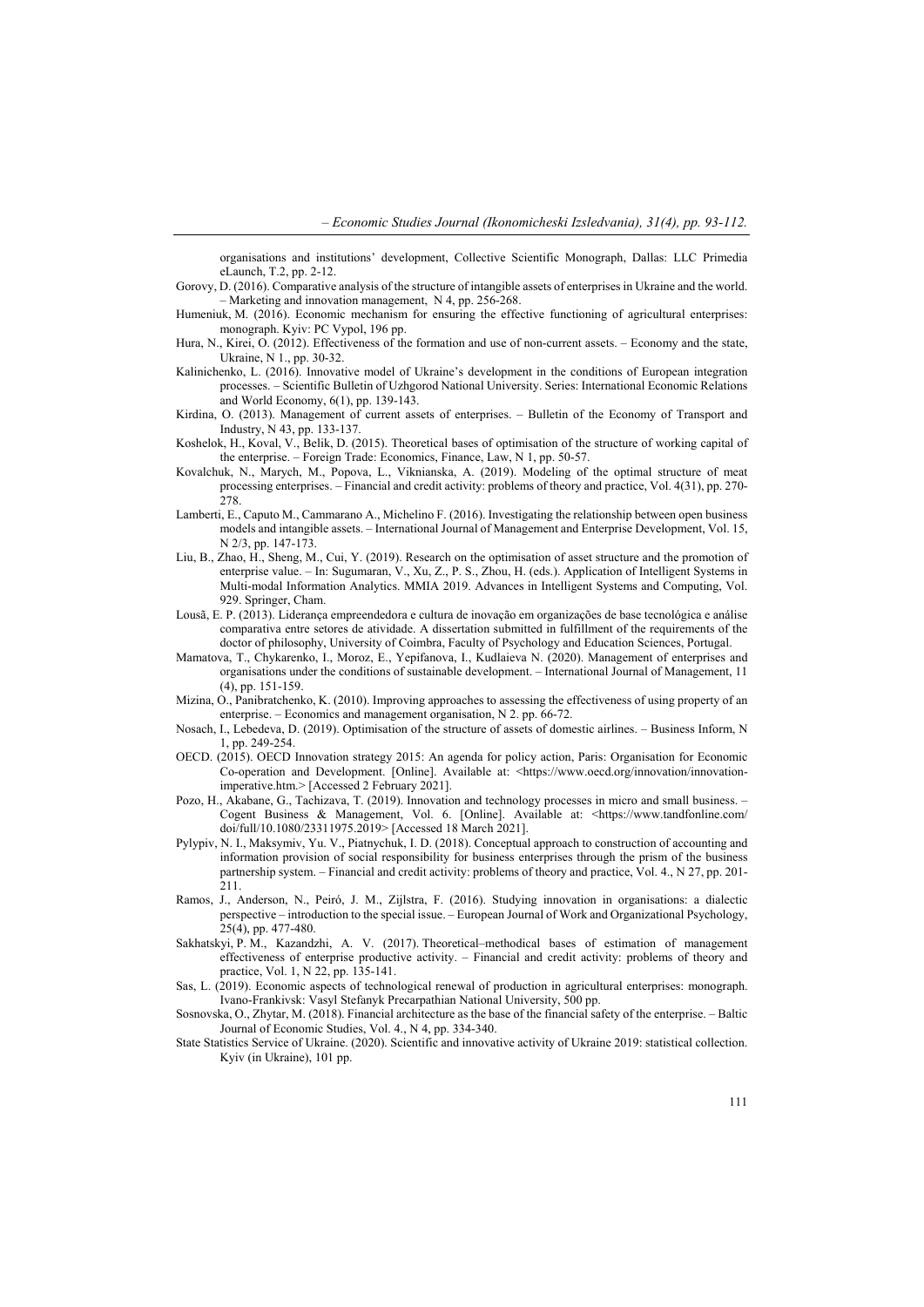organisations and institutions' development, Collective Scientific Monograph, Dallas: LLC Primedia eLaunch, T.2, pp. 2-12.

Gorovy, D. (2016). Comparative analysis of the structure of intangible assets of enterprises in Ukraine and the world. – Marketing and innovation management, N 4, pp. 256-268.

Humeniuk, M. (2016). Economic mechanism for ensuring the effective functioning of agricultural enterprises: monograph. Kyiv: PC Vypol, 196 pp.

Hura, N., Kirei, O. (2012). Effectiveness of the formation and use of non-current assets. – Economy and the state, Ukraine, N 1., pp. 30-32.

Kalinichenko, L. (2016). Innovative model of Ukraine's development in the conditions of European integration processes. – Scientific Bulletin of Uzhgorod National University. Series: International Economic Relations and World Economy, 6(1), pp. 139-143.

Kirdina, O. (2013). Management of current assets of enterprises. – Bulletin of the Economy of Transport and Industry, N 43, pp. 133-137.

Koshelok, H., Koval, V., Belik, D. (2015). Theoretical bases of optimisation of the structure of working capital of the enterprise. – Foreign Trade: Economics, Finance, Law, N 1, pp. 50-57.

Kovalchuk, N., Marych, M., Popova, L., Viknianska, A. (2019). Modeling of the optimal structure of meat processing enterprises. – Financial and credit activity: problems of theory and practice, Vol. 4(31), pp. 270-278.

Lamberti, E., Caputo M., Cammarano A., Michelino F. (2016). Investigating the relationship between open business models and intangible assets. – International Journal of Management and Enterprise Development, Vol. 15, N 2/3, pp. 147-173.

Liu, B., Zhao, H., Sheng, M., Cui, Y. (2019). Research on the optimisation of asset structure and the promotion of enterprise value. – In: Sugumaran, V., Xu, Z., P. S., Zhou, H. (eds.). Application of Intelligent Systems in Multi-modal Information Analytics. MMIA 2019. Advances in Intelligent Systems and Computing, Vol. 929. Springer, Cham.

Lousã, E. P. (2013). Liderança empreendedora e cultura de inovação em organizações de base tecnológica e análise comparativa entre setores de atividade. A dissertation submitted in fulfillment of the requirements of the doctor of philosophy, University of Coimbra, Faculty of Psychology and Education Sciences, Portugal.

Mamatova, T., Chykarenko, I., Moroz, E., Yepifanova, I., Kudlaieva N. (2020). Management of enterprises and organisations under the conditions of sustainable development. – International Journal of Management, 11 (4), pp. 151-159.

Mizina, O., Panibratchenko, K. (2010). Improving approaches to assessing the effectiveness of using property of an enterprise. – Economics and management organisation, N 2. pp. 66-72.

Nosach, I., Lebedeva, D. (2019). Optimisation of the structure of assets of domestic airlines. – Business Inform, N 1, pp. 249-254.

OECD. (2015). OECD Innovation strategy 2015: An agenda for policy action, Paris: Organisation for Economic Co-operation and Development. [Online]. Available at: <https://www.oecd.org/innovation/innovation-imperative.htm.> [Accessed 2 February 2021].

Pozo, H., Akabane, G., Tachizava, T. (2019). Innovation and technology processes in micro and small business. – Cogent Business & Management, Vol. 6. [Online]. Available at: <https://www.tandfonline.com/doi/full/10.1080/23311975.2019> [Accessed 18 March 2021].

Pylypiv, N. I., Maksymiv, Yu. V., Piatnychuk, I. D. (2018). Conceptual approach to construction of accounting and information provision of social responsibility for business enterprises through the prism of the business partnership system. – Financial and credit activity: problems of theory and practice, Vol. 4., N 27, pp. 201-211.

Ramos, J., Anderson, N., Peiró, J. M., Zijlstra, F. (2016). Studying innovation in organisations: a dialectic perspective – introduction to the special issue. – European Journal of Work and Organizational Psychology, 25(4), pp. 477-480.

Sakhatskyi, P. M., Kazandzhi, A. V. (2017). Theoretical–methodical bases of estimation of management effectiveness of enterprise productive activity. – Financial and credit activity: problems of theory and practice, Vol. 1, N 22, pp. 135-141.

Sas, L. (2019). Economic aspects of technological renewal of production in agricultural enterprises: monograph. Ivano-Frankivsk: Vasyl Stefanyk Precarpathian National University, 500 pp.

Sosnovska, O., Zhytar, M. (2018). Financial architecture as the base of the financial safety of the enterprise. – Baltic Journal of Economic Studies, Vol. 4., N 4, pp. 334-340.

State Statistics Service of Ukraine. (2020). Scientific and innovative activity of Ukraine 2019: statistical collection. Kyiv (in Ukraine), 101 pp.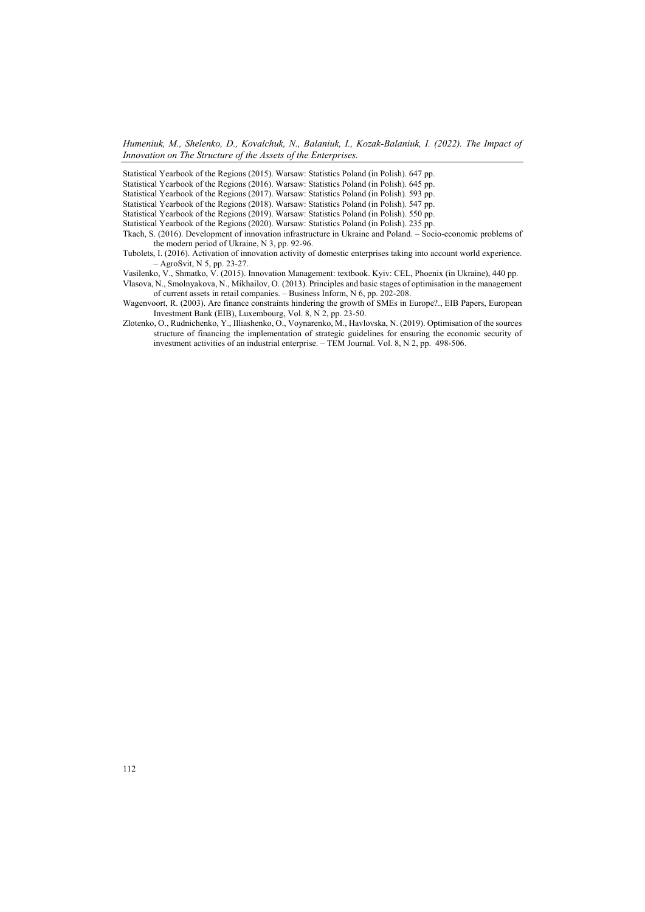Statistical Yearbook of the Regions (2015). Warsaw: Statistics Poland (in Polish). 647 pp.

Statistical Yearbook of the Regions (2016). Warsaw: Statistics Poland (in Polish). 645 pp.

Statistical Yearbook of the Regions (2017). Warsaw: Statistics Poland (in Polish). 593 pp.

Statistical Yearbook of the Regions (2018). Warsaw: Statistics Poland (in Polish). 547 pp.

Statistical Yearbook of the Regions (2019). Warsaw: Statistics Poland (in Polish). 550 pp.

Statistical Yearbook of the Regions (2020). Warsaw: Statistics Poland (in Polish). 235 pp.

Tkach, S. (2016). Development of innovation infrastructure in Ukraine and Poland. – Socio-economic problems of the modern period of Ukraine, N 3, pp. 92-96.

Tubolets, I. (2016). Activation of innovation activity of domestic enterprises taking into account world experience. – AgroSvit, N 5, pp. 23-27.

Vasilenko, V., Shmatko, V. (2015). Innovation Management: textbook. Kyiv: CEL, Phoenix (in Ukraine), 440 pp.

Vlasova, N., Smolnyakova, N., Mikhailov, O. (2013). Principles and basic stages of optimisation in the management of current assets in retail companies. – Business Inform, N 6, pp. 202-208.

Wagenvoort, R. (2003). Are finance constraints hindering the growth of SMEs in Europe?., EIB Papers, European Investment Bank (EIB), Luxembourg, Vol. 8, N 2, pp. 23-50.

Zlotenko, O., Rudnichenko, Y., Illiashenko, O., Voynarenko, M., Havlovska, N. (2019). Optimisation of the sources structure of financing the implementation of strategic guidelines for ensuring the economic security of investment activities of an industrial enterprise. – TEM Journal. Vol. 8, N 2, pp. 498-506.